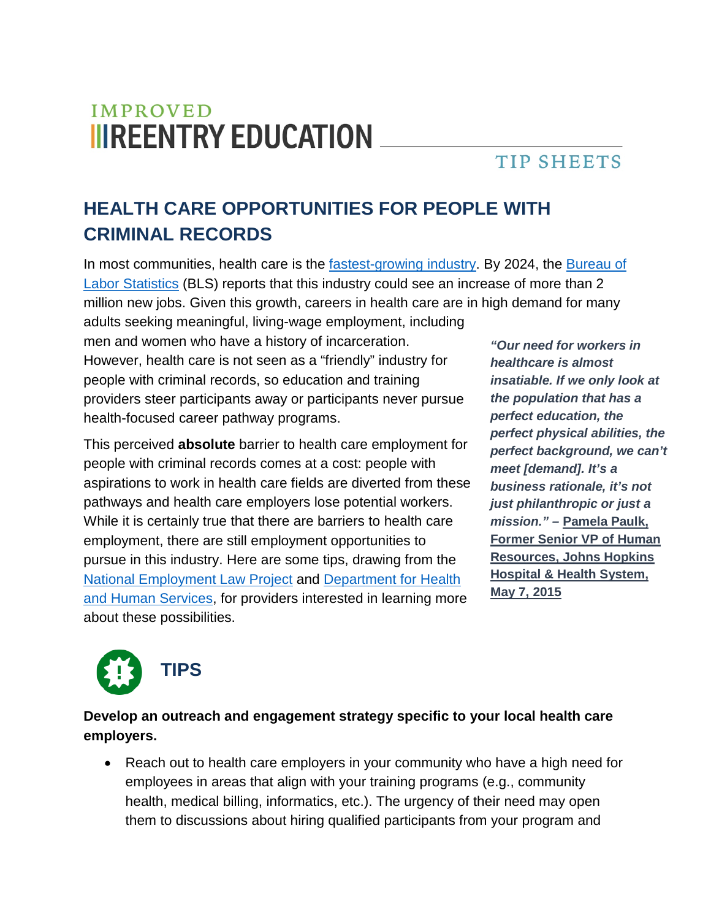IMPROVED
REENTRY EDUCATION
TIP SHEETS

# HEALTH CARE OPPORTUNITIES FOR PEOPLE WITH CRIMINAL RECORDS

In most communities, health care is the fastest-growing industry. By 2024, the Bureau of Labor Statistics (BLS) reports that this industry could see an increase of more than 2 million new jobs. Given this growth, careers in health care are in high demand for many adults seeking meaningful, living-wage employment, including men and women who have a history of incarceration. However, health care is not seen as a "friendly" industry for people with criminal records, so education and training providers steer participants away or participants never pursue health-focused career pathway programs.

This perceived **absolute** barrier to health care employment for people with criminal records comes at a cost: people with aspirations to work in health care fields are diverted from these pathways and health care employers lose potential workers. While it is certainly true that there are barriers to health care employment, there are still employment opportunities to pursue in this industry. Here are some tips, drawing from the National Employment Law Project and Department for Health and Human Services, for providers interested in learning more about these possibilities.

> ***"Our need for workers in healthcare is almost insatiable. If we only look at the population that has a perfect education, the perfect physical abilities, the perfect background, we can't meet [demand]. It's a business rationale, it's not just philanthropic or just a mission."*** **– Pamela Paulk, Former Senior VP of Human Resources, Johns Hopkins Hospital & Health System, May 7, 2015**

## TIPS

**Develop an outreach and engagement strategy specific to your local health care employers.**

- Reach out to health care employers in your community who have a high need for employees in areas that align with your training programs (e.g., community health, medical billing, informatics, etc.). The urgency of their need may open them to discussions about hiring qualified participants from your program and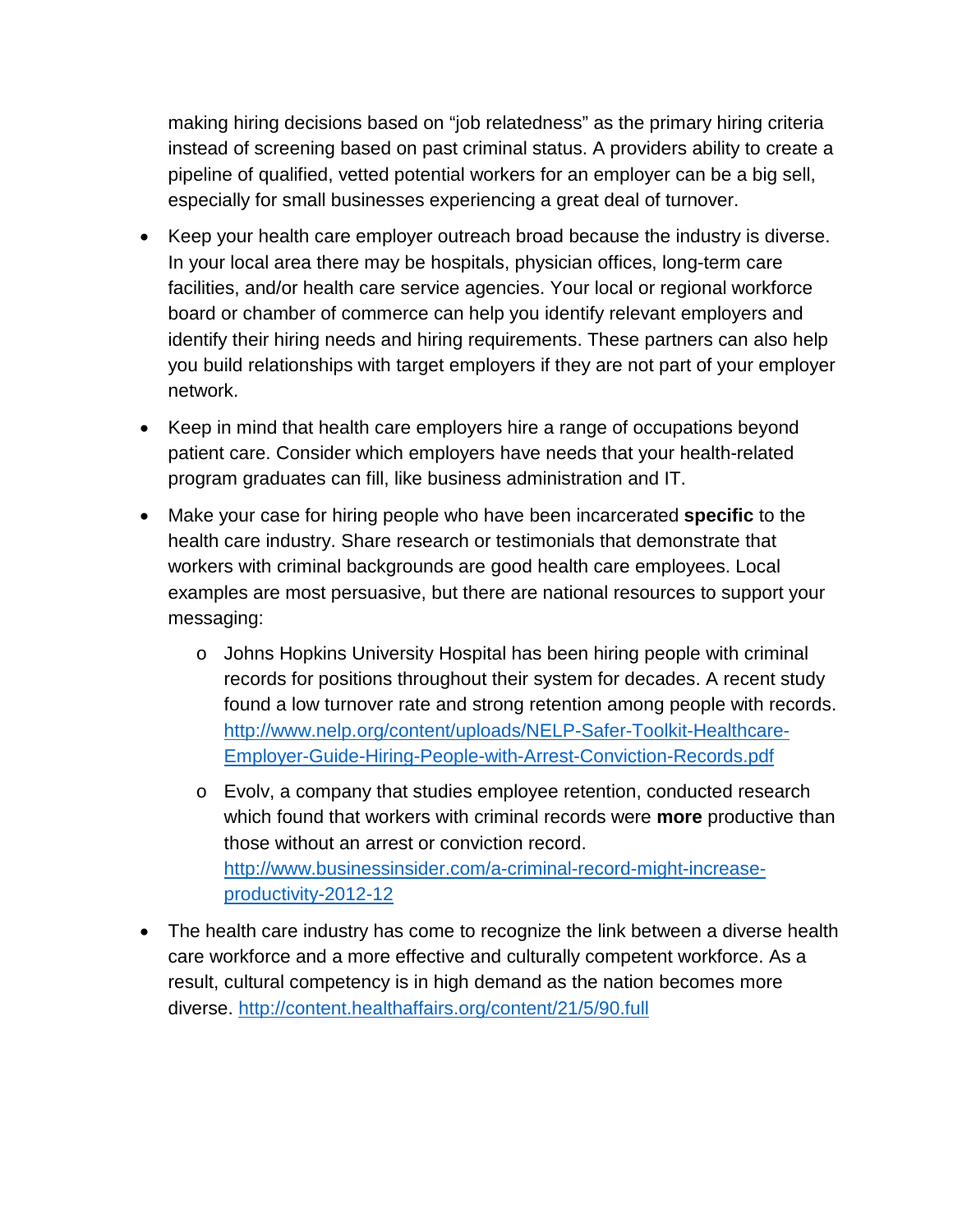making hiring decisions based on "job relatedness" as the primary hiring criteria instead of screening based on past criminal status. A providers ability to create a pipeline of qualified, vetted potential workers for an employer can be a big sell, especially for small businesses experiencing a great deal of turnover.

- Keep your health care employer outreach broad because the industry is diverse. In your local area there may be hospitals, physician offices, long-term care facilities, and/or health care service agencies. Your local or regional workforce board or chamber of commerce can help you identify relevant employers and identify their hiring needs and hiring requirements. These partners can also help you build relationships with target employers if they are not part of your employer network.

- Keep in mind that health care employers hire a range of occupations beyond patient care. Consider which employers have needs that your health-related program graduates can fill, like business administration and IT.

- Make your case for hiring people who have been incarcerated **specific** to the health care industry. Share research or testimonials that demonstrate that workers with criminal backgrounds are good health care employees. Local examples are most persuasive, but there are national resources to support your messaging:

  - Johns Hopkins University Hospital has been hiring people with criminal records for positions throughout their system for decades. A recent study found a low turnover rate and strong retention among people with records. [http://www.nelp.org/content/uploads/NELP-Safer-Toolkit-Healthcare-Employer-Guide-Hiring-People-with-Arrest-Conviction-Records.pdf](http://www.nelp.org/content/uploads/NELP-Safer-Toolkit-Healthcare-Employer-Guide-Hiring-People-with-Arrest-Conviction-Records.pdf)

  - Evolv, a company that studies employee retention, conducted research which found that workers with criminal records were **more** productive than those without an arrest or conviction record. [http://www.businessinsider.com/a-criminal-record-might-increase-productivity-2012-12](http://www.businessinsider.com/a-criminal-record-might-increase-productivity-2012-12)

- The health care industry has come to recognize the link between a diverse health care workforce and a more effective and culturally competent workforce. As a result, cultural competency is in high demand as the nation becomes more diverse. [http://content.healthaffairs.org/content/21/5/90.full](http://content.healthaffairs.org/content/21/5/90.full)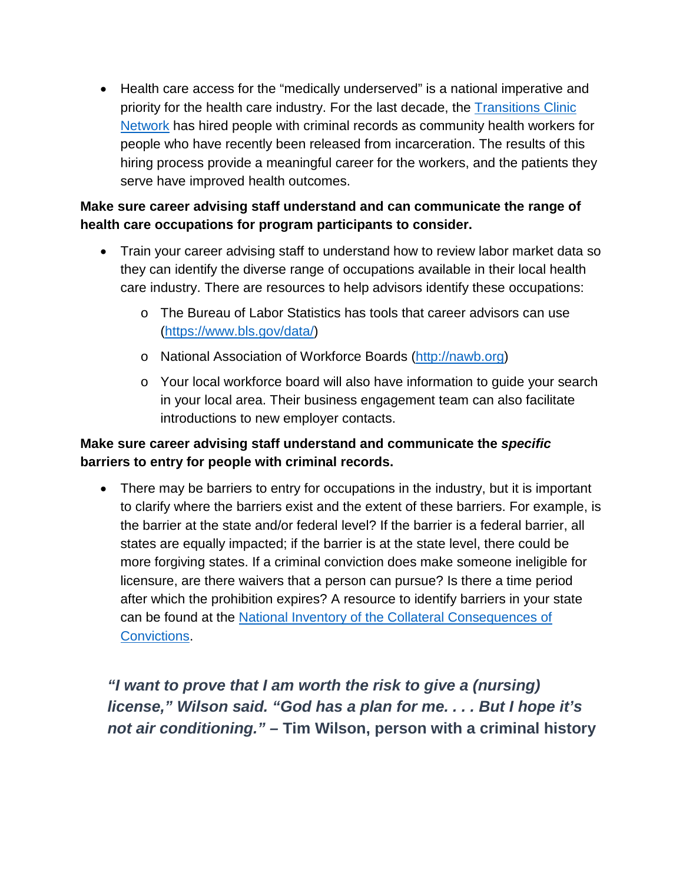- Health care access for the "medically underserved" is a national imperative and priority for the health care industry. For the last decade, the [Transitions Clinic Network](#) has hired people with criminal records as community health workers for people who have recently been released from incarceration. The results of this hiring process provide a meaningful career for the workers, and the patients they serve have improved health outcomes.

**Make sure career advising staff understand and can communicate the range of health care occupations for program participants to consider.**

- Train your career advising staff to understand how to review labor market data so they can identify the diverse range of occupations available in their local health care industry. There are resources to help advisors identify these occupations:
  - The Bureau of Labor Statistics has tools that career advisors can use (https://www.bls.gov/data/)
  - National Association of Workforce Boards (http://nawb.org)
  - Your local workforce board will also have information to guide your search in your local area. Their business engagement team can also facilitate introductions to new employer contacts.

**Make sure career advising staff understand and communicate the *specific* barriers to entry for people with criminal records.**

- There may be barriers to entry for occupations in the industry, but it is important to clarify where the barriers exist and the extent of these barriers. For example, is the barrier at the state and/or federal level? If the barrier is a federal barrier, all states are equally impacted; if the barrier is at the state level, there could be more forgiving states. If a criminal conviction does make someone ineligible for licensure, are there waivers that a person can pursue? Is there a time period after which the prohibition expires? A resource to identify barriers in your state can be found at the [National Inventory of the Collateral Consequences of Convictions](#).

> ***"I want to prove that I am worth the risk to give a (nursing) license," Wilson said. "God has a plan for me. . . . But I hope it's not air conditioning."*** **– Tim Wilson, person with a criminal history**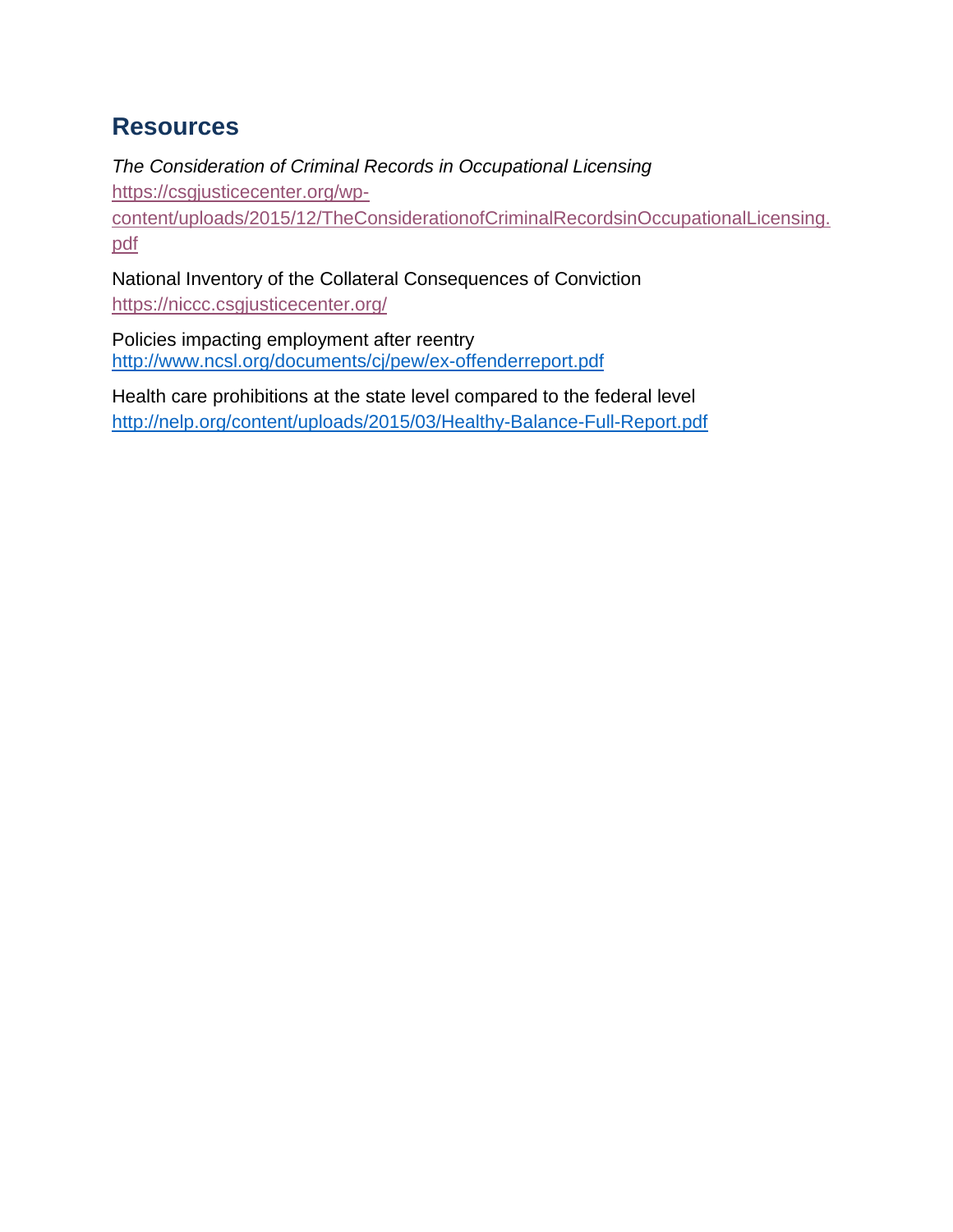## Resources

*The Consideration of Criminal Records in Occupational Licensing*
https://csgjusticecenter.org/wp-content/uploads/2015/12/TheConsiderationofCriminalRecordsinOccupationalLicensing.pdf

National Inventory of the Collateral Consequences of Conviction
https://niccc.csgjusticecenter.org/

Policies impacting employment after reentry
http://www.ncsl.org/documents/cj/pew/ex-offenderreport.pdf

Health care prohibitions at the state level compared to the federal level
http://nelp.org/content/uploads/2015/03/Healthy-Balance-Full-Report.pdf